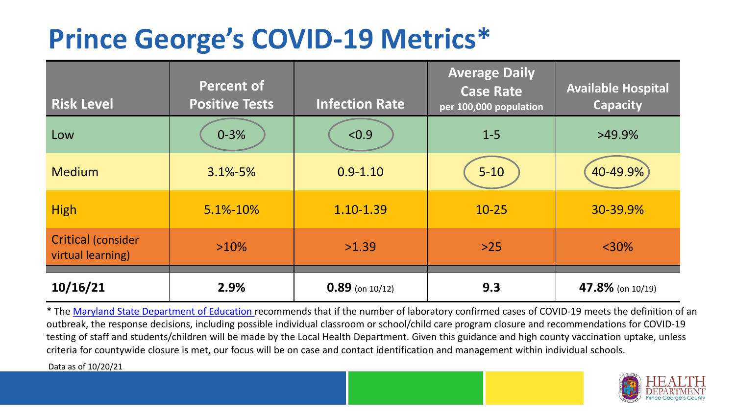# Prince George's COVID-19 Metrics*

| Risk Level | Percent of Positive Tests | Infection Rate | Average Daily Case Rate per 100,000 population | Available Hospital Capacity |
| --- | --- | --- | --- | --- |
| Low | 0-3% | <0.9 | 1-5 | >49.9% |
| Medium | 3.1%-5% | 0.9-1.10 | 5-10 | 40-49.9% |
| High | 5.1%-10% | 1.10-1.39 | 10-25 | 30-39.9% |
| Critical (consider virtual learning) | >10% | >1.39 | >25 | <30% |
| **10/16/21** | **2.9%** | **0.89** (on 10/12) | **9.3** | **47.8%** (on 10/19) |

* The Maryland State Department of Education recommends that if the number of laboratory confirmed cases of COVID-19 meets the definition of an outbreak, the response decisions, including possible individual classroom or school/child care program closure and recommendations for COVID-19 testing of staff and students/children will be made by the Local Health Department. Given this guidance and high county vaccination uptake, unless criteria for countywide closure is met, our focus will be on case and contact identification and management within individual schools.

Data as of 10/20/21

HEALTH DEPARTMENT Prince George's County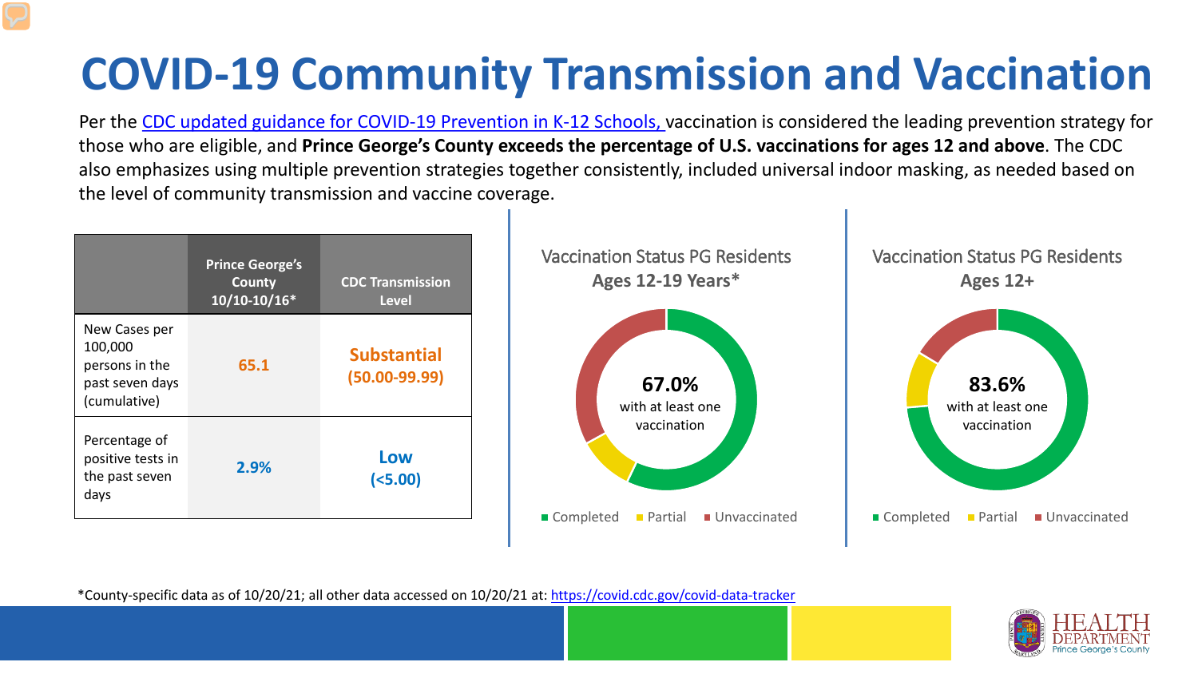# COVID-19 Community Transmission and Vaccination

Per the [CDC updated guidance for COVID-19 Prevention in K-12 Schools,](https://www.cdc.gov) vaccination is considered the leading prevention strategy for those who are eligible, and **Prince George's County exceeds the percentage of U.S. vaccinations for ages 12 and above**. The CDC also emphasizes using multiple prevention strategies together consistently, included universal indoor masking, as needed based on the level of community transmission and vaccine coverage.

| | Prince George's County 10/10-10/16* | CDC Transmission Level |
|---|---|---|
| New Cases per 100,000 persons in the past seven days (cumulative) | 65.1 | Substantial (50.00-99.99) |
| Percentage of positive tests in the past seven days | 2.9% | Low (<5.00) |

Vaccination Status PG Residents Ages 12-19 Years*

67.0% with at least one vaccination

Completed | Partial | Unvaccinated

Vaccination Status PG Residents Ages 12+

83.6% with at least one vaccination

Completed | Partial | Unvaccinated

*County-specific data as of 10/20/21; all other data accessed on 10/20/21 at: https://covid.cdc.gov/covid-data-tracker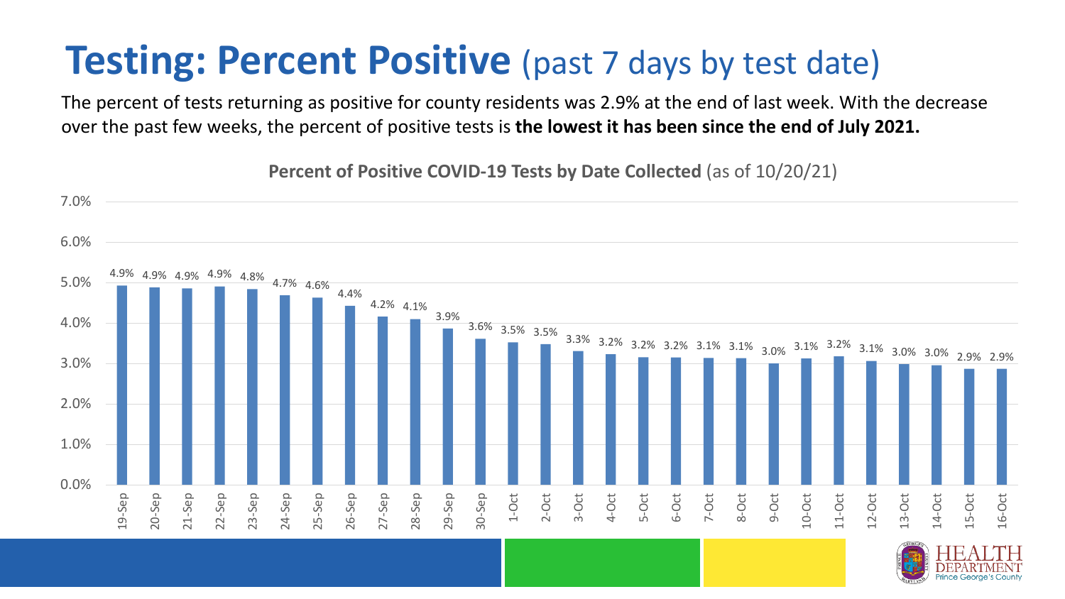# **Testing: Percent Positive** (past 7 days by test date)

The percent of tests returning as positive for county residents was 2.9% at the end of last week. With the decrease over the past few weeks, the percent of positive tests is **the lowest it has been since the end of July 2021.**

**Percent of Positive COVID-19 Tests by Date Collected** (as of 10/20/21)

| Date | Percent Positive |
|---|---|
| 19-Sep | 4.9% |
| 20-Sep | 4.9% |
| 21-Sep | 4.9% |
| 22-Sep | 4.9% |
| 23-Sep | 4.8% |
| 24-Sep | 4.7% |
| 25-Sep | 4.6% |
| 26-Sep | 4.4% |
| 27-Sep | 4.2% |
| 28-Sep | 4.1% |
| 29-Sep | 3.9% |
| 30-Sep | 3.6% |
| 1-Oct | 3.5% |
| 2-Oct | 3.5% |
| 3-Oct | 3.3% |
| 4-Oct | 3.2% |
| 5-Oct | 3.2% |
| 6-Oct | 3.2% |
| 7-Oct | 3.1% |
| 8-Oct | 3.1% |
| 9-Oct | 3.0% |
| 10-Oct | 3.1% |
| 11-Oct | 3.2% |
| 12-Oct | 3.1% |
| 13-Oct | 3.0% |
| 14-Oct | 3.0% |
| 15-Oct | 2.9% |
| 16-Oct | 2.9% |

HEALTH DEPARTMENT Prince George's County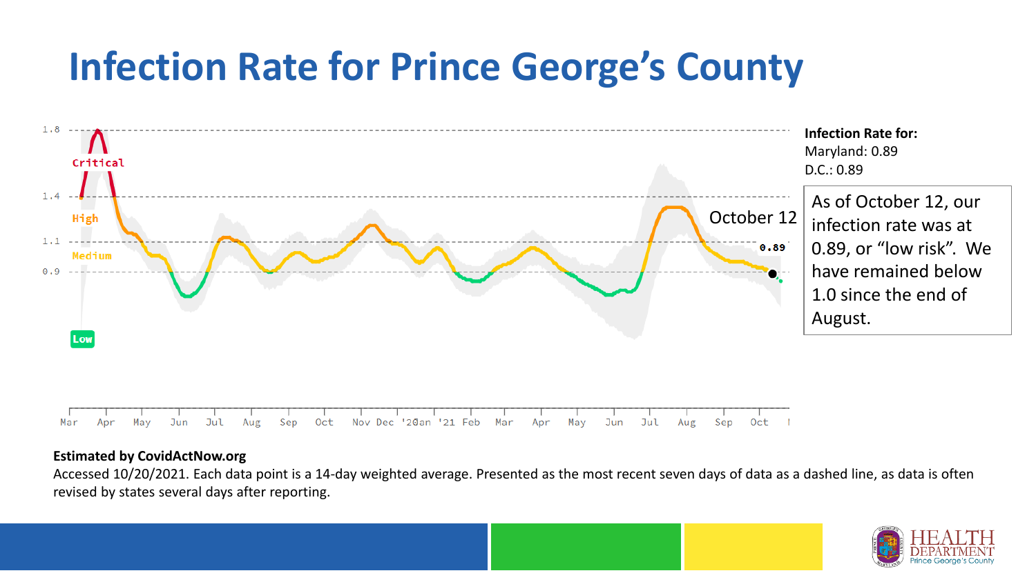# Infection Rate for Prince George's County

1.8

Critical

1.4

High

1.1

Medium

0.9

Low

October 12

0.89

Mar Apr May Jun Jul Aug Sep Oct Nov Dec '20an '21 Feb Mar Apr May Jun Jul Aug Sep Oct

**Infection Rate for:**
Maryland: 0.89
D.C.: 0.89

As of October 12, our infection rate was at 0.89, or "low risk". We have remained below 1.0 since the end of August.

**Estimated by CovidActNow.org**

Accessed 10/20/2021. Each data point is a 14-day weighted average. Presented as the most recent seven days of data as a dashed line, as data is often revised by states several days after reporting.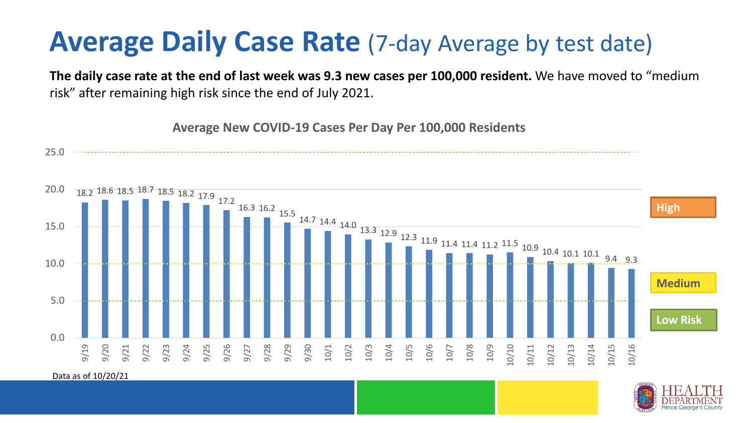# Average Daily Case Rate (7-day Average by test date)

**The daily case rate at the end of last week was 9.3 new cases per 100,000 resident.** We have moved to "medium risk" after remaining high risk since the end of July 2021.

**Average New COVID-19 Cases Per Day Per 100,000 Residents**

| Date | Cases per 100,000 |
|---|---|
| 9/19 | 18.2 |
| 9/20 | 18.6 |
| 9/21 | 18.5 |
| 9/22 | 18.7 |
| 9/23 | 18.5 |
| 9/24 | 18.2 |
| 9/25 | 17.9 |
| 9/26 | 17.2 |
| 9/27 | 16.3 |
| 9/28 | 16.2 |
| 9/29 | 15.5 |
| 9/30 | 14.7 |
| 10/1 | 14.4 |
| 10/2 | 14.0 |
| 10/3 | 13.3 |
| 10/4 | 12.9 |
| 10/5 | 12.3 |
| 10/6 | 11.9 |
| 10/7 | 11.4 |
| 10/8 | 11.4 |
| 10/9 | 11.2 |
| 10/10 | 11.5 |
| 10/11 | 10.9 |
| 10/12 | 10.4 |
| 10/13 | 10.1 |
| 10/14 | 10.1 |
| 10/15 | 9.4 |
| 10/16 | 9.3 |

Risk levels: High, Medium, Low Risk

Data as of 10/20/21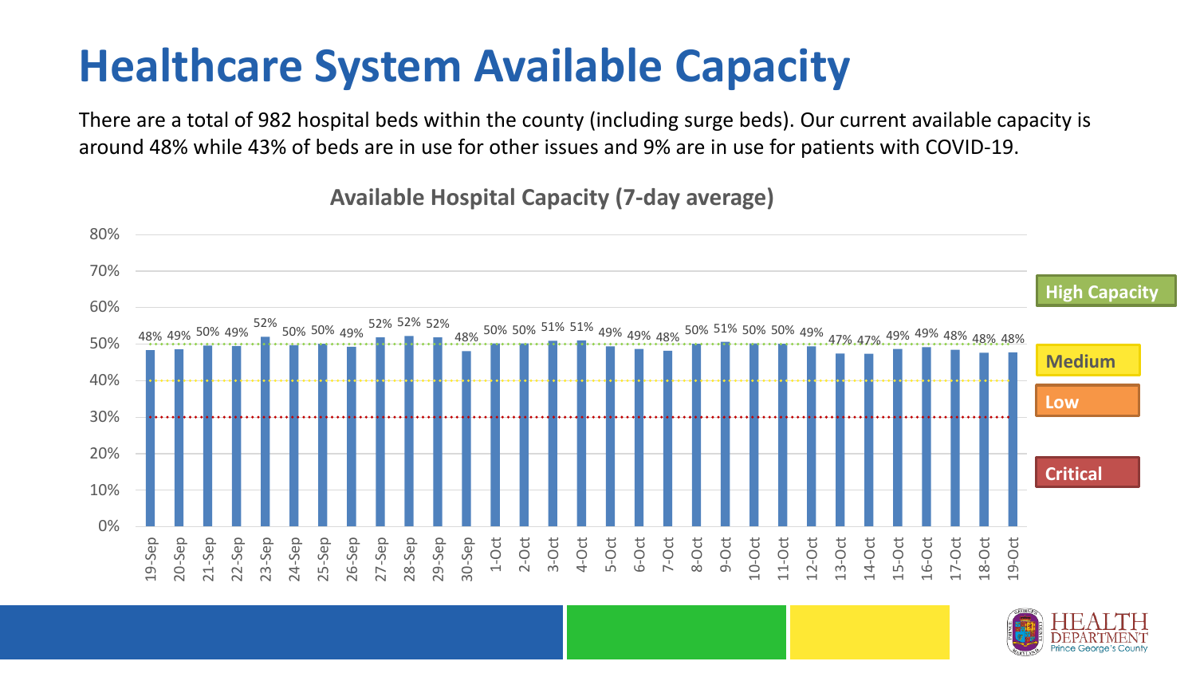# Healthcare System Available Capacity

There are a total of 982 hospital beds within the county (including surge beds). Our current available capacity is around 48% while 43% of beds are in use for other issues and 9% are in use for patients with COVID-19.

**Available Hospital Capacity (7-day average)**

80%
70%
60%
50%
40%
30%
20%
10%
0%

48% 49% 50% 49% 52% 50% 50% 49% 52% 52% 52% 48% 50% 50% 51% 51% 49% 49% 48% 50% 51% 50% 50% 49% 47% 47% 49% 49% 48% 48% 48%

19-Sep 20-Sep 21-Sep 22-Sep 23-Sep 24-Sep 25-Sep 26-Sep 27-Sep 28-Sep 29-Sep 30-Sep 1-Oct 2-Oct 3-Oct 4-Oct 5-Oct 6-Oct 7-Oct 8-Oct 9-Oct 10-Oct 11-Oct 12-Oct 13-Oct 14-Oct 15-Oct 16-Oct 17-Oct 18-Oct 19-Oct

High Capacity

Medium

Low

Critical

HEALTH DEPARTMENT
Prince George's County